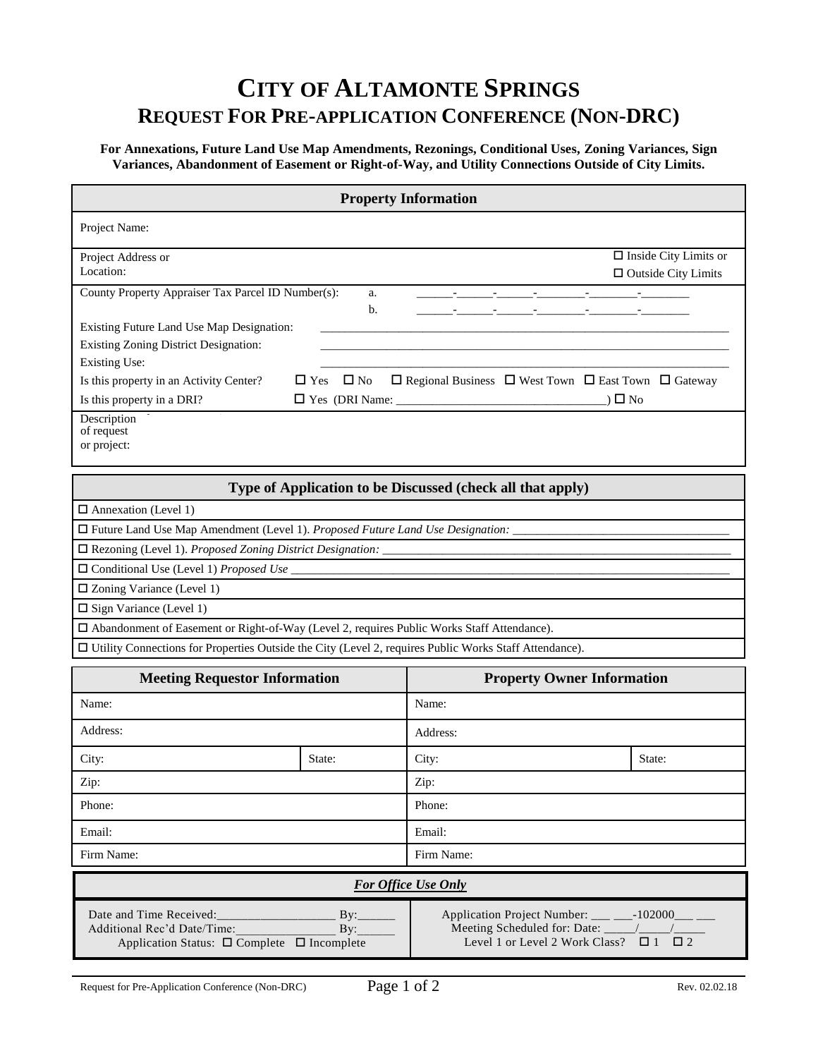// CITY OF ALTAMONTE SPRINGS — REQUEST FOR PRE-APPLICATION CONFERENCE (NON-DRC)
# CITY OF ALTAMONTE SPRINGS
## REQUEST FOR PRE-APPLICATION CONFERENCE (NON-DRC)

**For Annexations, Future Land Use Map Amendments, Rezonings, Conditional Uses, Zoning Variances, Sign Variances, Abandonment of Easement or Right-of-Way, and Utility Connections Outside of City Limits.**

| Property Information | |
|---|---|
| Project Name: | |
| Project Address or Location: | ☐ Inside City Limits or ☐ Outside City Limits |
| County Property Appraiser Tax Parcel ID Number(s): | a. \_\_\_\_\_\_-\_\_\_\_\_\_-\_\_\_\_\_\_-\_\_\_\_\_\_\_\_-\_\_\_\_\_\_\_\_-\_\_\_\_\_\_\_\_ <br> b. \_\_\_\_\_\_-\_\_\_\_\_\_-\_\_\_\_\_\_-\_\_\_\_\_\_\_\_-\_\_\_\_\_\_\_\_-\_\_\_\_\_\_\_\_ |
| Existing Future Land Use Map Designation: | \_\_\_\_\_\_\_\_\_\_\_\_\_\_\_\_\_\_\_\_\_\_\_\_\_\_\_\_\_\_\_\_\_\_\_\_\_\_\_\_ |
| Existing Zoning District Designation: | \_\_\_\_\_\_\_\_\_\_\_\_\_\_\_\_\_\_\_\_\_\_\_\_\_\_\_\_\_\_\_\_\_\_\_\_\_\_\_\_ |
| Existing Use: | \_\_\_\_\_\_\_\_\_\_\_\_\_\_\_\_\_\_\_\_\_\_\_\_\_\_\_\_\_\_\_\_\_\_\_\_\_\_\_\_ |
| Is this property in an Activity Center? | ☐ Yes ☐ No ☐ Regional Business ☐ West Town ☐ East Town ☐ Gateway |
| Is this property in a DRI? | ☐ Yes (DRI Name: \_\_\_\_\_\_\_\_\_\_\_\_\_\_\_\_\_\_\_\_\_\_\_\_\_\_\_\_\_\_\_\_\_\_) ☐ No |
| Description of request or project: | |

| Type of Application to be Discussed (check all that apply) |
|---|
| ☐ Annexation (Level 1) |
| ☐ Future Land Use Map Amendment (Level 1). *Proposed Future Land Use Designation:* \_\_\_\_\_\_\_\_\_\_\_\_\_\_\_\_\_\_\_\_\_\_\_\_\_\_\_\_\_\_\_\_\_\_\_\_ |
| ☐ Rezoning (Level 1). *Proposed Zoning District Designation:* \_\_\_\_\_\_\_\_\_\_\_\_\_\_\_\_\_\_\_\_\_\_\_\_\_\_\_\_\_\_\_\_\_\_\_\_\_\_\_\_\_\_\_\_\_\_\_\_\_\_\_\_\_\_\_\_ |
| ☐ Conditional Use (Level 1) *Proposed Use* \_\_\_\_\_\_\_\_\_\_\_\_\_\_\_\_\_\_\_\_\_\_\_\_\_\_\_\_\_\_\_\_\_\_\_\_\_\_\_\_\_\_\_\_\_\_\_\_\_\_\_\_\_\_\_\_\_\_\_\_\_\_\_\_\_\_\_\_\_\_ |
| ☐ Zoning Variance (Level 1) |
| ☐ Sign Variance (Level 1) |
| ☐ Abandonment of Easement or Right-of-Way (Level 2, requires Public Works Staff Attendance). |
| ☐ Utility Connections for Properties Outside the City (Level 2, requires Public Works Staff Attendance). |

| Meeting Requestor Information | | Property Owner Information | |
|---|---|---|---|
| Name: | | Name: | |
| Address: | | Address: | |
| City: | State: | City: | State: |
| Zip: | | Zip: | |
| Phone: | | Phone: | |
| Email: | | Email: | |
| Firm Name: | | Firm Name: | |

| *For Office Use Only* | |
|---|---|
| Date and Time Received:\_\_\_\_\_\_\_\_\_\_\_\_\_\_\_\_\_\_\_ By:\_\_\_\_\_\_ <br> Additional Rec'd Date/Time:\_\_\_\_\_\_\_\_\_\_\_\_\_\_\_\_ By:\_\_\_\_\_\_ <br> Application Status: ☐ Complete ☐ Incomplete | Application Project Number: \_\_\_ \_\_\_-102000\_\_\_ \_\_\_ <br> Meeting Scheduled for: Date: \_\_\_\_\_/\_\_\_\_\_/\_\_\_\_\_ <br> Level 1 or Level 2 Work Class? ☐ 1 ☐ 2 |

Rev. 02.02.18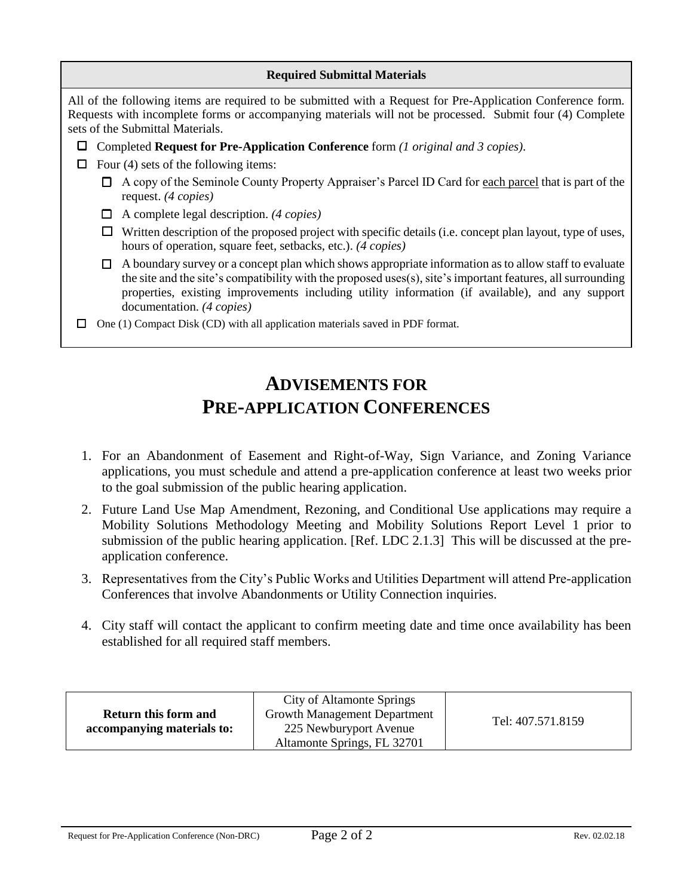**Required Submittal Materials**

All of the following items are required to be submitted with a Request for Pre-Application Conference form. Requests with incomplete forms or accompanying materials will not be processed. Submit four (4) Complete sets of the Submittal Materials.

- ☐ Completed **Request for Pre-Application Conference** form *(1 original and 3 copies)*.
- ☐ Four (4) sets of the following items:
  - ☐ A copy of the Seminole County Property Appraiser's Parcel ID Card for each parcel that is part of the request. *(4 copies)*
  - ☐ A complete legal description. *(4 copies)*
  - ☐ Written description of the proposed project with specific details (i.e. concept plan layout, type of uses, hours of operation, square feet, setbacks, etc.). *(4 copies)*
  - ☐ A boundary survey or a concept plan which shows appropriate information as to allow staff to evaluate the site and the site's compatibility with the proposed uses(s), site's important features, all surrounding properties, existing improvements including utility information (if available), and any support documentation. *(4 copies)*
- ☐ One (1) Compact Disk (CD) with all application materials saved in PDF format.

# ADVISEMENTS FOR PRE-APPLICATION CONFERENCES

1. For an Abandonment of Easement and Right-of-Way, Sign Variance, and Zoning Variance applications, you must schedule and attend a pre-application conference at least two weeks prior to the goal submission of the public hearing application.
2. Future Land Use Map Amendment, Rezoning, and Conditional Use applications may require a Mobility Solutions Methodology Meeting and Mobility Solutions Report Level 1 prior to submission of the public hearing application. [Ref. LDC 2.1.3] This will be discussed at the pre-application conference.
3. Representatives from the City's Public Works and Utilities Department will attend Pre-application Conferences that involve Abandonments or Utility Connection inquiries.
4. City staff will contact the applicant to confirm meeting date and time once availability has been established for all required staff members.

| | | |
|---|---|---|
| **Return this form and accompanying materials to:** | City of Altamonte Springs<br>Growth Management Department<br>225 Newburyport Avenue<br>Altamonte Springs, FL 32701 | Tel: 407.571.8159 |

Request for Pre-Application Conference (Non-DRC) Rev. 02.02.18